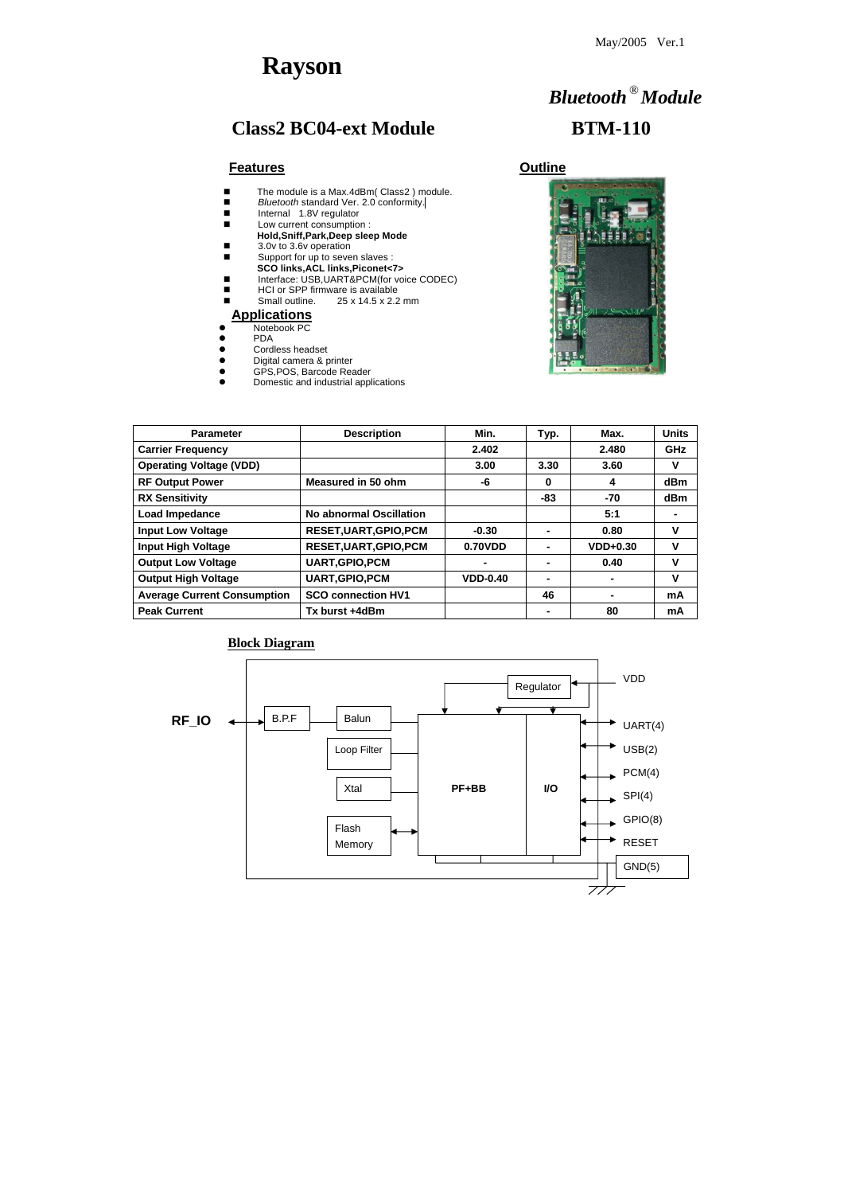May/2005 Ver.1

# Rayson

## *Bluetooth® Module*

## Class2 BC04-ext Module

## BTM-110

### Features

- The module is a Max.4dBm( Class2 ) module.
- *Bluetooth* standard Ver. 2.0 conformity.
- Internal 1.8V regulator
- Low current consumption :
  **Hold,Sniff,Park,Deep sleep Mode**
- 3.0v to 3.6v operation
- Support for up to seven slaves :
  **SCO links,ACL links,Piconet<7>**
- Interface: USB,UART&PCM(for voice CODEC)
- HCI or SPP firmware is available
- Small outline. 25 x 14.5 x 2.2 mm

### Applications

- Notebook PC
- PDA
- Cordless headset
- Digital camera & printer
- GPS,POS, Barcode Reader
- Domestic and industrial applications

### Outline

| Parameter | Description | Min. | Typ. | Max. | Units |
|---|---|---|---|---|---|
| **Carrier Frequency** | | **2.402** | | **2.480** | **GHz** |
| **Operating Voltage (VDD)** | | **3.00** | **3.30** | **3.60** | **V** |
| **RF Output Power** | **Measured in 50 ohm** | **-6** | **0** | **4** | **dBm** |
| **RX Sensitivity** | | | **-83** | **-70** | **dBm** |
| **Load Impedance** | **No abnormal Oscillation** | | | **5:1** | **-** |
| **Input Low Voltage** | **RESET,UART,GPIO,PCM** | **-0.30** | **-** | **0.80** | **V** |
| **Input High Voltage** | **RESET,UART,GPIO,PCM** | **0.70VDD** | **-** | **VDD+0.30** | **V** |
| **Output Low Voltage** | **UART,GPIO,PCM** | **-** | **-** | **0.40** | **V** |
| **Output High Voltage** | **UART,GPIO,PCM** | **VDD-0.40** | **-** | **-** | **V** |
| **Average Current Consumption** | **SCO connection HV1** | | **46** | **-** | **mA** |
| **Peak Current** | **Tx burst +4dBm** | | **-** | **80** | **mA** |

### Block Diagram

RF_IO — B.P.F — Balun — Loop Filter — Xtal — Flash Memory — PF+BB — I/O — Regulator

VDD, UART(4), USB(2), PCM(4), SPI(4), GPIO(8), RESET, GND(5)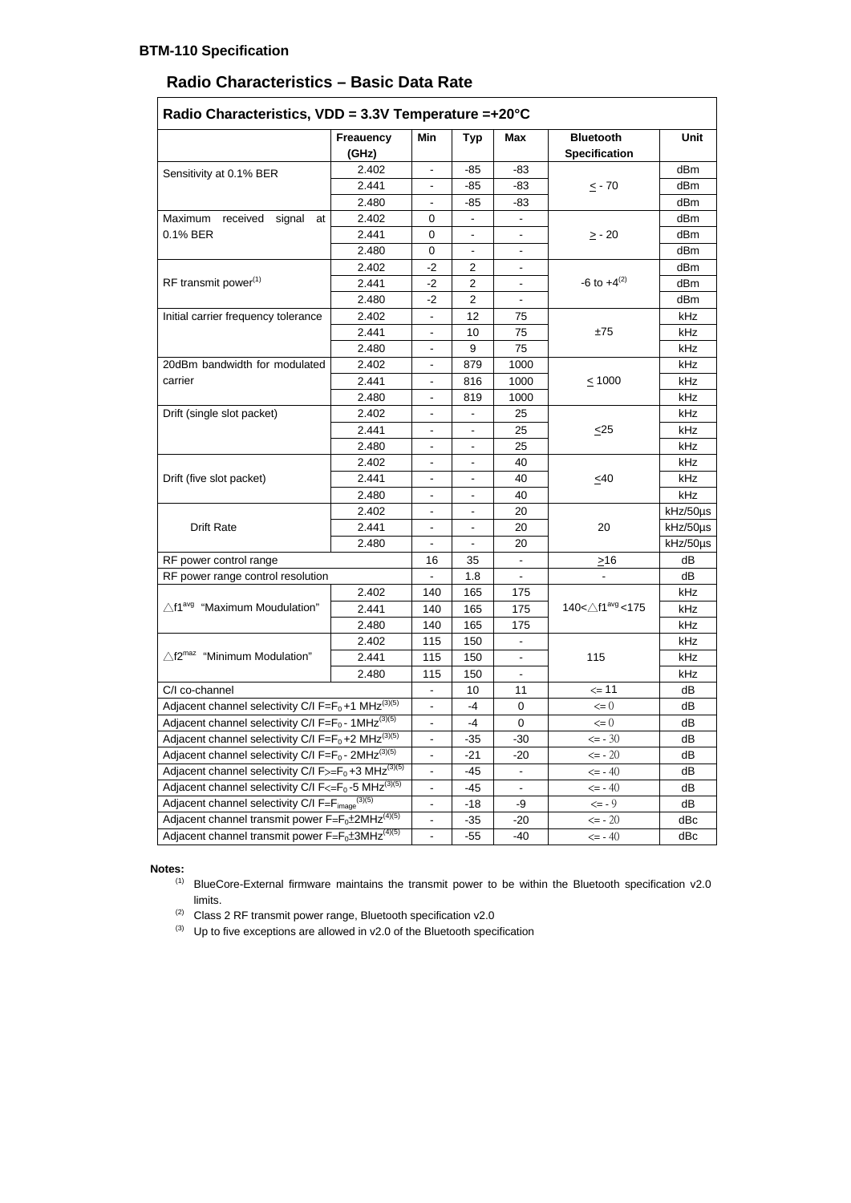**BTM-110 Specification**

## Radio Characteristics – Basic Data Rate

| Radio Characteristics, VDD = 3.3V Temperature =+20°C | | | | | | |
|---|---|---|---|---|---|---|
| | Freauency (GHz) | Min | Typ | Max | Bluetooth Specification | Unit |
| Sensitivity at 0.1% BER | 2.402 | - | -85 | -83 | ≤ - 70 | dBm |
| | 2.441 | - | -85 | -83 | | dBm |
| | 2.480 | - | -85 | -83 | | dBm |
| Maximum received signal at 0.1% BER | 2.402 | 0 | - | - | ≥ - 20 | dBm |
| | 2.441 | 0 | - | - | | dBm |
| | 2.480 | 0 | - | - | | dBm |
| RF transmit power[1] | 2.402 | -2 | 2 | - | -6 to +4[2] | dBm |
| | 2.441 | -2 | 2 | - | | dBm |
| | 2.480 | -2 | 2 | - | | dBm |
| Initial carrier frequency tolerance | 2.402 | - | 12 | 75 | ±75 | kHz |
| | 2.441 | - | 10 | 75 | | kHz |
| | 2.480 | - | 9 | 75 | | kHz |
| 20dBm bandwidth for modulated carrier | 2.402 | - | 879 | 1000 | ≤ 1000 | kHz |
| | 2.441 | - | 816 | 1000 | | kHz |
| | 2.480 | - | 819 | 1000 | | kHz |
| Drift (single slot packet) | 2.402 | - | - | 25 | ≤25 | kHz |
| | 2.441 | - | - | 25 | | kHz |
| | 2.480 | - | - | 25 | | kHz |
| Drift (five slot packet) | 2.402 | - | - | 40 | ≤40 | kHz |
| | 2.441 | - | - | 40 | | kHz |
| | 2.480 | - | - | 40 | | kHz |
| Drift Rate | 2.402 | - | - | 20 | 20 | kHz/50µs |
| | 2.441 | - | - | 20 | | kHz/50µs |
| | 2.480 | - | - | 20 | | kHz/50µs |
| RF power control range | | 16 | 35 | - | ≥16 | dB |
| RF power range control resolution | | - | 1.8 | - | - | dB |
| $\triangle f1^{avg}$ "Maximum Moudulation" | 2.402 | 140 | 165 | 175 | $140<\triangle f1^{avg}<175$ | kHz |
| | 2.441 | 140 | 165 | 175 | | kHz |
| | 2.480 | 140 | 165 | 175 | | kHz |
| $\triangle f2^{maz}$ "Minimum Modulation" | 2.402 | 115 | 150 | - | 115 | kHz |
| | 2.441 | 115 | 150 | - | | kHz |
| | 2.480 | 115 | 150 | - | | kHz |
| C/I co-channel | | - | 10 | 11 | <= 11 | dB |
| Adjacent channel selectivity C/I $F=F_0+1$ MHz[3][5] | | - | -4 | 0 | <= 0 | dB |
| Adjacent channel selectivity C/I $F=F_0-1$MHz[3][5] | | - | -4 | 0 | <= 0 | dB |
| Adjacent channel selectivity C/I $F=F_0+2$ MHz[3][5] | | - | -35 | -30 | <= - 30 | dB |
| Adjacent channel selectivity C/I $F=F_0-2$MHz[3][5] | | - | -21 | -20 | <= - 20 | dB |
| Adjacent channel selectivity C/I $F>=F_0+3$ MHz[3][5] | | - | -45 | - | <= - 40 | dB |
| Adjacent channel selectivity C/I $F<=F_0-5$ MHz[3][5] | | - | -45 | - | <= - 40 | dB |
| Adjacent channel selectivity C/I $F=F_{image}$[3][5] | | - | -18 | -9 | <= - 9 | dB |
| Adjacent channel transmit power $F=F_0\pm2$MHz[4][5] | | - | -35 | -20 | <= - 20 | dBc |
| Adjacent channel transmit power $F=F_0\pm3$MHz[4][5] | | - | -55 | -40 | <= - 40 | dBc |

**Notes:**

[1] BlueCore-External firmware maintains the transmit power to be within the Bluetooth specification v2.0 limits.

[2] Class 2 RF transmit power range, Bluetooth specification v2.0

[3] Up to five exceptions are allowed in v2.0 of the Bluetooth specification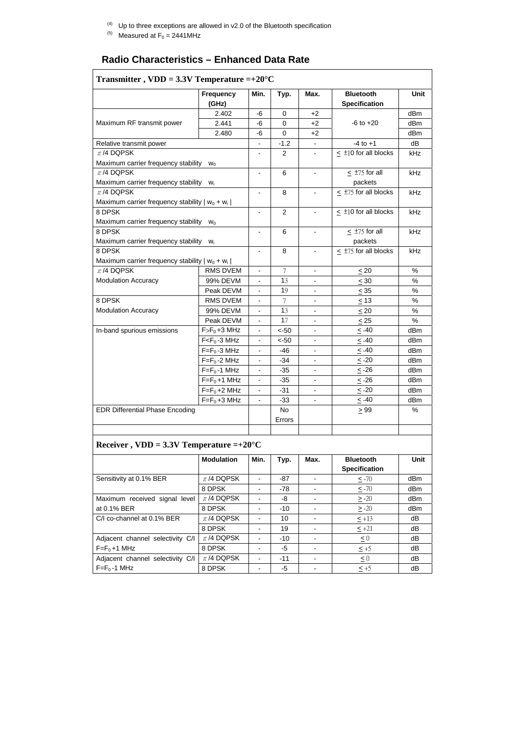(4) Up to three exceptions are allowed in v2.0 of the Bluetooth specification

(5) Measured at $F_0$ = 2441MHz

## Radio Characteristics – Enhanced Data Rate

**Transmitter , VDD = 3.3V Temperature =+20°C**

| | Frequency (GHz) | Min. | Typ. | Max. | Bluetooth Specification | Unit |
|---|---|---|---|---|---|---|
| Maximum RF transmit power | 2.402 | -6 | 0 | +2 | -6 to +20 | dBm |
| | 2.441 | -6 | 0 | +2 | | dBm |
| | 2.480 | -6 | 0 | +2 | | dBm |
| Relative transmit power | | - | -1.2 | - | -4 to +1 | dB |
| $\pi$/4 DQPSK Maximum carrier frequency stability $w_0$ | | - | 2 | - | $\leq$ ±10 for all blocks | kHz |
| $\pi$/4 DQPSK Maximum carrier frequency stability $w_i$ | | - | 6 | - | $\leq$ ±75 for all packets | kHz |
| $\pi$/4 DQPSK Maximum carrier frequency stability $\|w_0 + w_i\|$ | | - | 8 | - | $\leq$ ±75 for all blocks | kHz |
| 8 DPSK Maximum carrier frequency stability $w_0$ | | - | 2 | - | $\leq$ ±10 for all blocks | kHz |
| 8 DPSK Maximum carrier frequency stability $w_i$ | | - | 6 | - | $\leq$ ±75 for all packets | kHz |
| 8 DPSK Maximum carrier frequency stability $\|w_0 + w_i\|$ | | - | 8 | - | $\leq$ ±75 for all blocks | kHz |
| $\pi$/4 DQPSK Modulation Accuracy | RMS DVEM | - | 7 | - | $\leq$ 20 | % |
| | 99% DEVM | - | 13 | - | $\leq$ 30 | % |
| | Peak DEVM | - | 19 | - | $\leq$ 35 | % |
| 8 DPSK Modulation Accuracy | RMS DVEM | - | 7 | - | $\leq$ 13 | % |
| | 99% DEVM | - | 13 | - | $\leq$ 20 | % |
| | Peak DEVM | - | 17 | - | $\leq$ 25 | % |
| In-band spurious emissions | $F>F_0+3$ MHz | - | <-50 | - | $\leq$ -40 | dBm |
| | $F<F_0-3$ MHz | - | <-50 | - | $\leq$ -40 | dBm |
| | $F=F_0-3$ MHz | - | -46 | - | $\leq$ -40 | dBm |
| | $F=F_0-2$ MHz | - | -34 | - | $\leq$ -20 | dBm |
| | $F=F_0-1$ MHz | - | -35 | - | $\leq$ -26 | dBm |
| | $F=F_0+1$ MHz | - | -35 | - | $\leq$ -26 | dBm |
| | $F=F_0+2$ MHz | - | -31 | - | $\leq$ -20 | dBm |
| | $F=F_0+3$ MHz | - | -33 | - | $\leq$ -40 | dBm |
| EDR Differential Phase Encoding | | | No Errors | | $\geq$ 99 | % |

**Receiver , VDD = 3.3V Temperature =+20°C**

| | Modulation | Min. | Typ. | Max. | Bluetooth Specification | Unit |
|---|---|---|---|---|---|---|
| Sensitivity at 0.1% BER | $\pi$/4 DQPSK | - | -87 | - | $\leq$ -70 | dBm |
| | 8 DPSK | - | -78 | - | $\leq$ -70 | dBm |
| Maximum received signal level at 0.1% BER | $\pi$/4 DQPSK | - | -8 | - | $\geq$ -20 | dBm |
| | 8 DPSK | - | -10 | - | $\geq$ -20 | dBm |
| C/I co-channel at 0.1% BER | $\pi$/4 DQPSK | - | 10 | - | $\leq$ +13 | dB |
| | 8 DPSK | - | 19 | - | $\leq$ +21 | dB |
| Adjacent channel selectivity C/I $F=F_0+1$ MHz | $\pi$/4 DQPSK | - | -10 | - | $\leq$ 0 | dB |
| | 8 DPSK | - | -5 | - | $\leq$ +5 | dB |
| Adjacent channel selectivity C/I $F=F_0-1$ MHz | $\pi$/4 DQPSK | - | -11 | - | $\leq$ 0 | dB |
| | 8 DPSK | - | -5 | - | $\leq$ +5 | dB |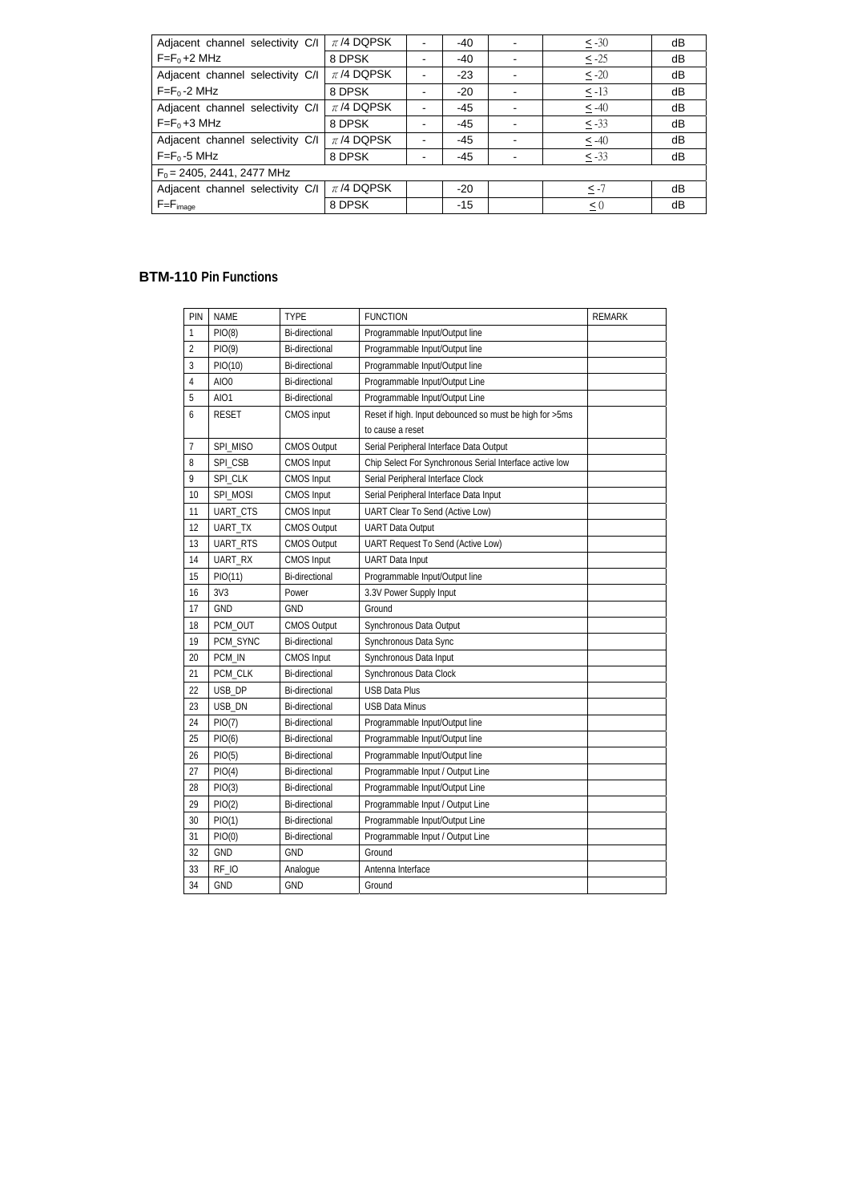| Adjacent channel selectivity C/I $F=F_0+2$ MHz | $\pi/4$ DQPSK | - | -40 | - | $\leq -30$ | dB |
|---|---|---|---|---|---|---|
| | 8 DPSK | - | -40 | - | $\leq -25$ | dB |
| Adjacent channel selectivity C/I $F=F_0-2$ MHz | $\pi/4$ DQPSK | - | -23 | - | $\leq -20$ | dB |
| | 8 DPSK | - | -20 | - | $\leq -13$ | dB |
| Adjacent channel selectivity C/I $F=F_0+3$ MHz | $\pi/4$ DQPSK | - | -45 | - | $\leq -40$ | dB |
| | 8 DPSK | - | -45 | - | $\leq -33$ | dB |
| Adjacent channel selectivity C/I $F=F_0-5$ MHz | $\pi/4$ DQPSK | - | -45 | - | $\leq -40$ | dB |
| | 8 DPSK | - | -45 | - | $\leq -33$ | dB |
| $F_0$ = 2405, 2441, 2477 MHz | | | | | | |
| Adjacent channel selectivity C/I $F=F_{image}$ | $\pi/4$ DQPSK | | -20 | | $\leq -7$ | dB |
| | 8 DPSK | | -15 | | $\leq 0$ | dB |

## BTM-110 Pin Functions

| PIN | NAME | TYPE | FUNCTION | REMARK |
|---|---|---|---|---|
| 1 | PIO(8) | Bi-directional | Programmable Input/Output line | |
| 2 | PIO(9) | Bi-directional | Programmable Input/Output line | |
| 3 | PIO(10) | Bi-directional | Programmable Input/Output line | |
| 4 | AIO0 | Bi-directional | Programmable Input/Output Line | |
| 5 | AIO1 | Bi-directional | Programmable Input/Output Line | |
| 6 | RESET | CMOS input | Reset if high. Input debounced so must be high for >5ms to cause a reset | |
| 7 | SPI_MISO | CMOS Output | Serial Peripheral Interface Data Output | |
| 8 | SPI_CSB | CMOS Input | Chip Select For Synchronous Serial Interface active low | |
| 9 | SPI_CLK | CMOS Input | Serial Peripheral Interface Clock | |
| 10 | SPI_MOSI | CMOS Input | Serial Peripheral Interface Data Input | |
| 11 | UART_CTS | CMOS Input | UART Clear To Send (Active Low) | |
| 12 | UART_TX | CMOS Output | UART Data Output | |
| 13 | UART_RTS | CMOS Output | UART Request To Send (Active Low) | |
| 14 | UART_RX | CMOS Input | UART Data Input | |
| 15 | PIO(11) | Bi-directional | Programmable Input/Output line | |
| 16 | 3V3 | Power | 3.3V Power Supply Input | |
| 17 | GND | GND | Ground | |
| 18 | PCM_OUT | CMOS Output | Synchronous Data Output | |
| 19 | PCM_SYNC | Bi-directional | Synchronous Data Sync | |
| 20 | PCM_IN | CMOS Input | Synchronous Data Input | |
| 21 | PCM_CLK | Bi-directional | Synchronous Data Clock | |
| 22 | USB_DP | Bi-directional | USB Data Plus | |
| 23 | USB_DN | Bi-directional | USB Data Minus | |
| 24 | PIO(7) | Bi-directional | Programmable Input/Output line | |
| 25 | PIO(6) | Bi-directional | Programmable Input/Output line | |
| 26 | PIO(5) | Bi-directional | Programmable Input/Output line | |
| 27 | PIO(4) | Bi-directional | Programmable Input / Output Line | |
| 28 | PIO(3) | Bi-directional | Programmable Input/Output Line | |
| 29 | PIO(2) | Bi-directional | Programmable Input / Output Line | |
| 30 | PIO(1) | Bi-directional | Programmable Input/Output Line | |
| 31 | PIO(0) | Bi-directional | Programmable Input / Output Line | |
| 32 | GND | GND | Ground | |
| 33 | RF_IO | Analogue | Antenna Interface | |
| 34 | GND | GND | Ground | |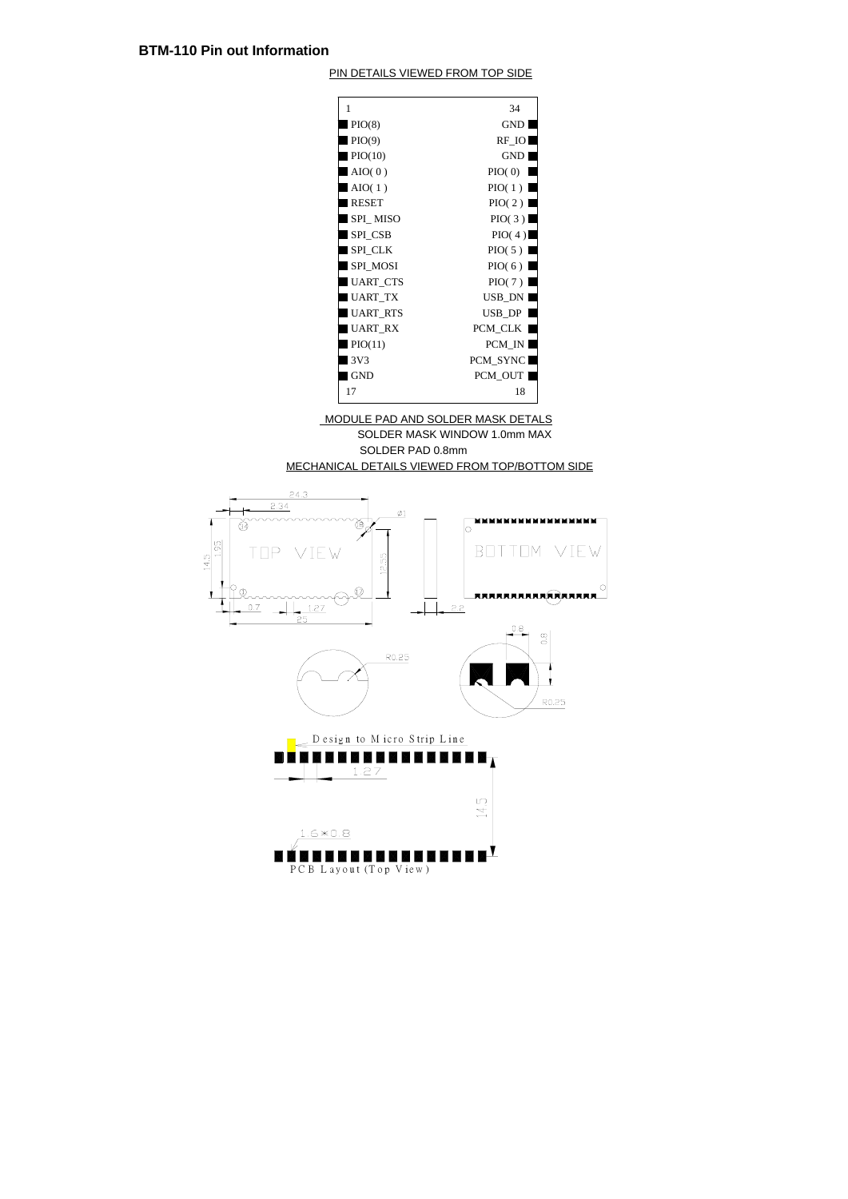## BTM-110 Pin out Information

PIN DETAILS VIEWED FROM TOP SIDE

| | |
|---|---|
| 1 | 34 |
| PIO(8) | GND |
| PIO(9) | RF_IO |
| PIO(10) | GND |
| AIO( 0 ) | PIO( 0) |
| AIO( 1 ) | PIO( 1 ) |
| RESET | PIO( 2 ) |
| SPI_ MISO | PIO( 3 ) |
| SPI_CSB | PIO( 4 ) |
| SPI_CLK | PIO( 5 ) |
| SPI_MOSI | PIO( 6 ) |
| UART_CTS | PIO( 7 ) |
| UART_TX | USB_DN |
| UART_RTS | USB_DP |
| UART_RX | PCM_CLK |
| PIO(11) | PCM_IN |
| 3V3 | PCM_SYNC |
| GND | PCM_OUT |
| 17 | 18 |

MODULE PAD AND SOLDER MASK DETALS

SOLDER MASK WINDOW 1.0mm MAX

SOLDER PAD 0.8mm

MECHANICAL DETAILS VIEWED FROM TOP/BOTTOM SIDE

24.3
2.34
Ø1
TOP VIEW
BOTTOM VIEW
14.5
1.95
10.55
0.7
1.27
25
2.2
0.8
0.8
R0.25
R0.25

Design to Micro Strip Line
1.27
14.5
1.6*0.8
PCB Layout (Top View)